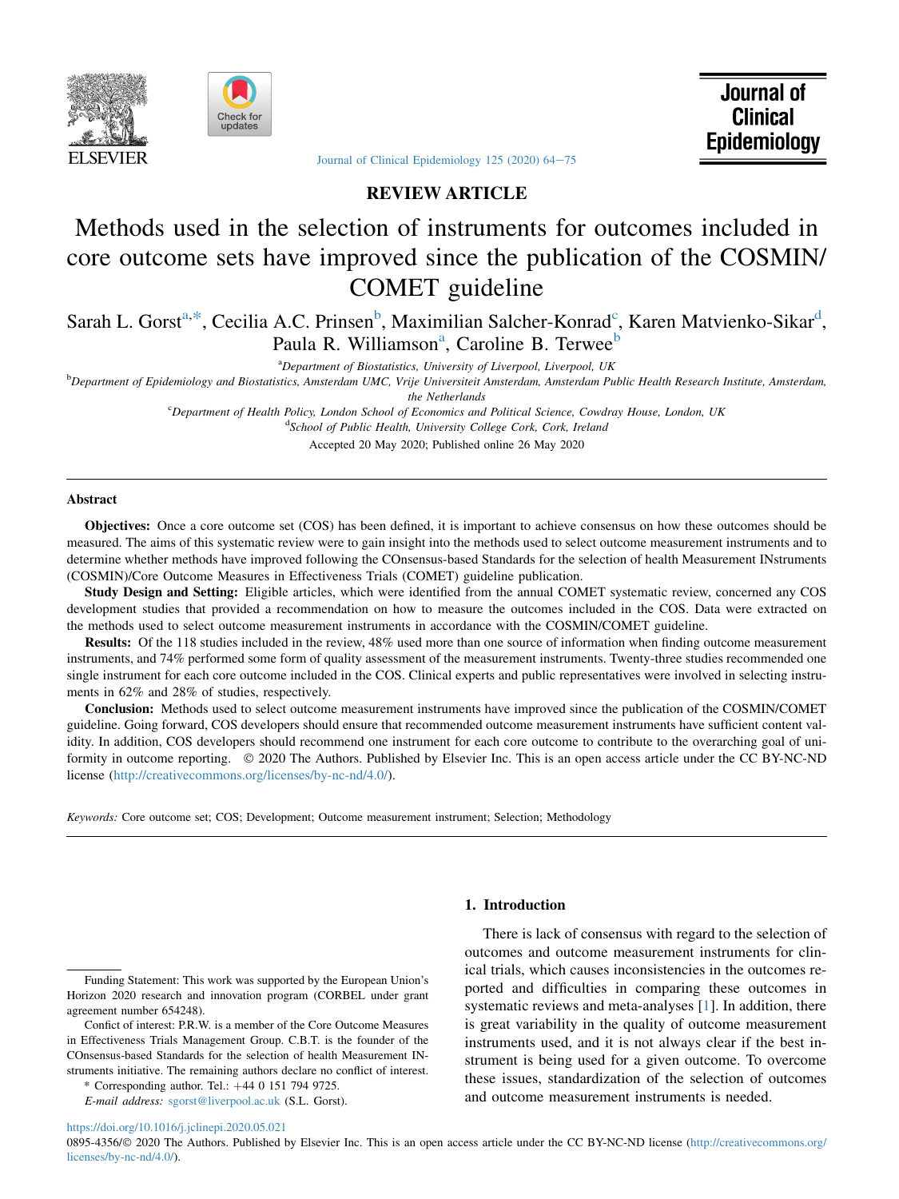REVIEW ARTICLE

# Methods used in the selection of instruments for outcomes included in core outcome sets have improved since the publication of the COSMIN/ COMET guideline

Sarah L. Gorst[a,*], Cecilia A.C. Prinsen[b], Maximilian Salcher-Konrad[c], Karen Matvienko-Sikar[d], Paula R. Williamson[a], Caroline B. Terwee[b]

[a]Department of Biostatistics, University of Liverpool, Liverpool, UK

[b]Department of Epidemiology and Biostatistics, Amsterdam UMC, Vrije Universiteit Amsterdam, Amsterdam Public Health Research Institute, Amsterdam, the Netherlands

[c]Department of Health Policy, London School of Economics and Political Science, Cowdray House, London, UK

[d]School of Public Health, University College Cork, Cork, Ireland

Accepted 20 May 2020; Published online 26 May 2020

## Abstract

**Objectives:** Once a core outcome set (COS) has been defined, it is important to achieve consensus on how these outcomes should be measured. The aims of this systematic review were to gain insight into the methods used to select outcome measurement instruments and to determine whether methods have improved following the COnsensus-based Standards for the selection of health Measurement INstruments (COSMIN)/Core Outcome Measures in Effectiveness Trials (COMET) guideline publication.

**Study Design and Setting:** Eligible articles, which were identified from the annual COMET systematic review, concerned any COS development studies that provided a recommendation on how to measure the outcomes included in the COS. Data were extracted on the methods used to select outcome measurement instruments in accordance with the COSMIN/COMET guideline.

**Results:** Of the 118 studies included in the review, 48% used more than one source of information when finding outcome measurement instruments, and 74% performed some form of quality assessment of the measurement instruments. Twenty-three studies recommended one single instrument for each core outcome included in the COS. Clinical experts and public representatives were involved in selecting instruments in 62% and 28% of studies, respectively.

**Conclusion:** Methods used to select outcome measurement instruments have improved since the publication of the COSMIN/COMET guideline. Going forward, COS developers should ensure that recommended outcome measurement instruments have sufficient content validity. In addition, COS developers should recommend one instrument for each core outcome to contribute to the overarching goal of uniformity in outcome reporting. © 2020 The Authors. Published by Elsevier Inc. This is an open access article under the CC BY-NC-ND license (http://creativecommons.org/licenses/by-nc-nd/4.0/).

*Keywords:* Core outcome set; COS; Development; Outcome measurement instrument; Selection; Methodology

## 1. Introduction

There is lack of consensus with regard to the selection of outcomes and outcome measurement instruments for clinical trials, which causes inconsistencies in the outcomes reported and difficulties in comparing these outcomes in systematic reviews and meta-analyses [1]. In addition, there is great variability in the quality of outcome measurement instruments used, and it is not always clear if the best instrument is being used for a given outcome. To overcome these issues, standardization of the selection of outcomes and outcome measurement instruments is needed.

---

Funding Statement: This work was supported by the European Union's Horizon 2020 research and innovation program (CORBEL under grant agreement number 654248).

Confict of interest: P.R.W. is a member of the Core Outcome Measures in Effectiveness Trials Management Group. C.B.T. is the founder of the COnsensus-based Standards for the selection of health Measurement INstruments initiative. The remaining authors declare no conflict of interest.

\* Corresponding author. Tel.: +44 0 151 794 9725.

*E-mail address:* sgorst@liverpool.ac.uk (S.L. Gorst).

https://doi.org/10.1016/j.jclinepi.2020.05.021

0895-4356/© 2020 The Authors. Published by Elsevier Inc. This is an open access article under the CC BY-NC-ND license (http://creativecommons.org/licenses/by-nc-nd/4.0/).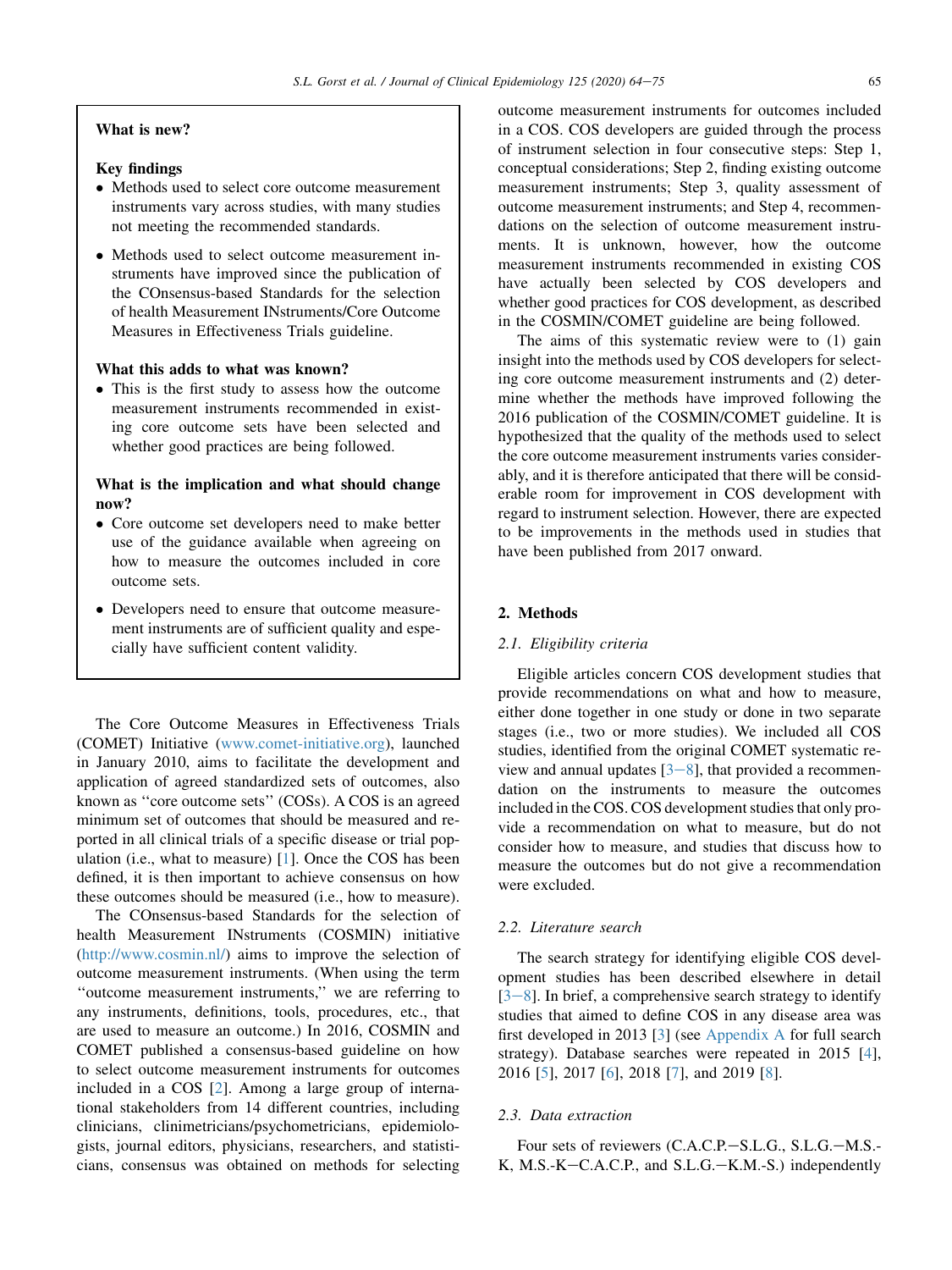**What is new?**

**Key findings**

- Methods used to select core outcome measurement instruments vary across studies, with many studies not meeting the recommended standards.
- Methods used to select outcome measurement instruments have improved since the publication of the COnsensus-based Standards for the selection of health Measurement INstruments/Core Outcome Measures in Effectiveness Trials guideline.

**What this adds to what was known?**

- This is the first study to assess how the outcome measurement instruments recommended in existing core outcome sets have been selected and whether good practices are being followed.

**What is the implication and what should change now?**

- Core outcome set developers need to make better use of the guidance available when agreeing on how to measure the outcomes included in core outcome sets.
- Developers need to ensure that outcome measurement instruments are of sufficient quality and especially have sufficient content validity.

The Core Outcome Measures in Effectiveness Trials (COMET) Initiative (www.comet-initiative.org), launched in January 2010, aims to facilitate the development and application of agreed standardized sets of outcomes, also known as ''core outcome sets'' (COSs). A COS is an agreed minimum set of outcomes that should be measured and reported in all clinical trials of a specific disease or trial population (i.e., what to measure) [1]. Once the COS has been defined, it is then important to achieve consensus on how these outcomes should be measured (i.e., how to measure).

The COnsensus-based Standards for the selection of health Measurement INstruments (COSMIN) initiative (http://www.cosmin.nl/) aims to improve the selection of outcome measurement instruments. (When using the term ''outcome measurement instruments,'' we are referring to any instruments, definitions, tools, procedures, etc., that are used to measure an outcome.) In 2016, COSMIN and COMET published a consensus-based guideline on how to select outcome measurement instruments for outcomes included in a COS [2]. Among a large group of international stakeholders from 14 different countries, including clinicians, clinimetricians/psychometricians, epidemiologists, journal editors, physicians, researchers, and statisticians, consensus was obtained on methods for selecting outcome measurement instruments for outcomes included in a COS. COS developers are guided through the process of instrument selection in four consecutive steps: Step 1, conceptual considerations; Step 2, finding existing outcome measurement instruments; Step 3, quality assessment of outcome measurement instruments; and Step 4, recommendations on the selection of outcome measurement instruments. It is unknown, however, how the outcome measurement instruments recommended in existing COS have actually been selected by COS developers and whether good practices for COS development, as described in the COSMIN/COMET guideline are being followed.

The aims of this systematic review were to (1) gain insight into the methods used by COS developers for selecting core outcome measurement instruments and (2) determine whether the methods have improved following the 2016 publication of the COSMIN/COMET guideline. It is hypothesized that the quality of the methods used to select the core outcome measurement instruments varies considerably, and it is therefore anticipated that there will be considerable room for improvement in COS development with regard to instrument selection. However, there are expected to be improvements in the methods used in studies that have been published from 2017 onward.

## 2. Methods

### 2.1. Eligibility criteria

Eligible articles concern COS development studies that provide recommendations on what and how to measure, either done together in one study or done in two separate stages (i.e., two or more studies). We included all COS studies, identified from the original COMET systematic review and annual updates [3–8], that provided a recommendation on the instruments to measure the outcomes included in the COS. COS development studies that only provide a recommendation on what to measure, but do not consider how to measure, and studies that discuss how to measure the outcomes but do not give a recommendation were excluded.

### 2.2. Literature search

The search strategy for identifying eligible COS development studies has been described elsewhere in detail [3–8]. In brief, a comprehensive search strategy to identify studies that aimed to define COS in any disease area was first developed in 2013 [3] (see Appendix A for full search strategy). Database searches were repeated in 2015 [4], 2016 [5], 2017 [6], 2018 [7], and 2019 [8].

### 2.3. Data extraction

Four sets of reviewers (C.A.C.P.–S.L.G., S.L.G.–M.S.-K, M.S.-K–C.A.C.P., and S.L.G.–K.M.-S.) independently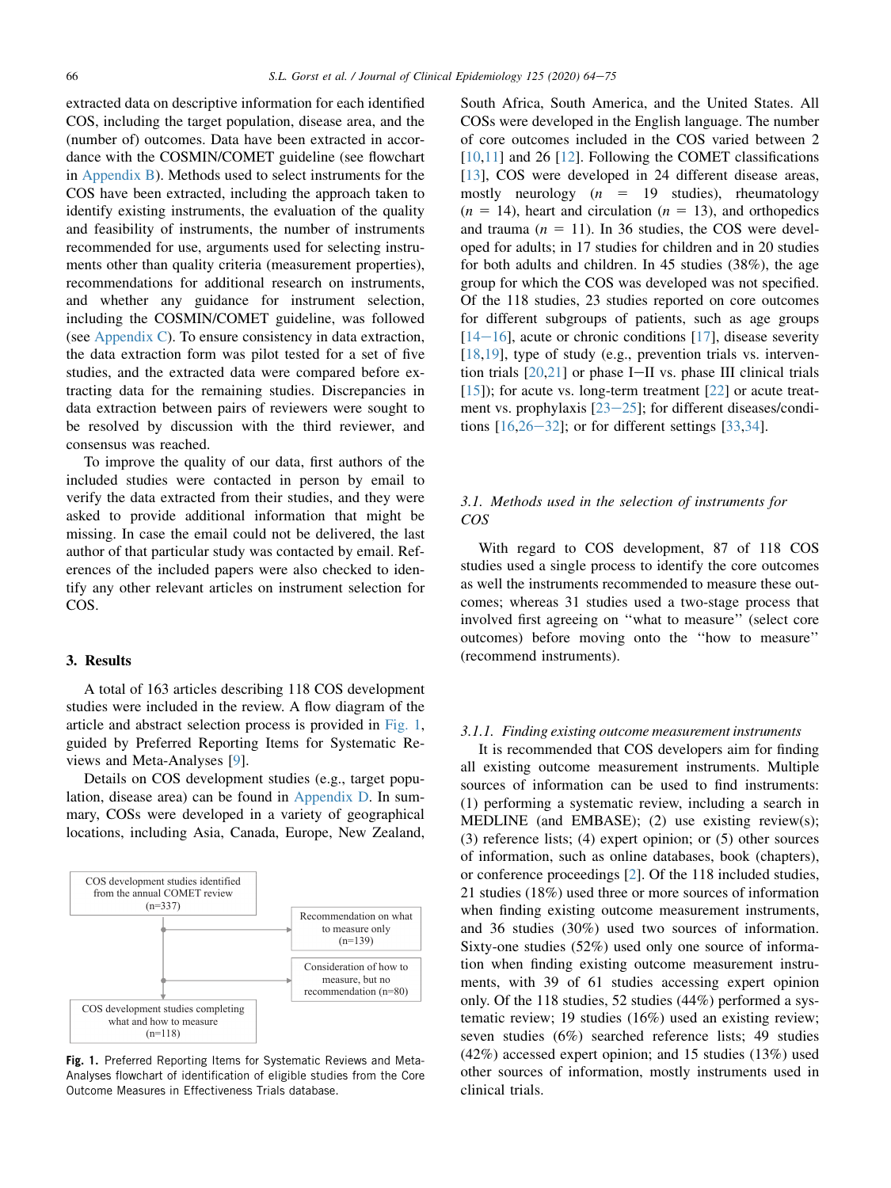extracted data on descriptive information for each identified COS, including the target population, disease area, and the (number of) outcomes. Data have been extracted in accordance with the COSMIN/COMET guideline (see flowchart in Appendix B). Methods used to select instruments for the COS have been extracted, including the approach taken to identify existing instruments, the evaluation of the quality and feasibility of instruments, the number of instruments recommended for use, arguments used for selecting instruments other than quality criteria (measurement properties), recommendations for additional research on instruments, and whether any guidance for instrument selection, including the COSMIN/COMET guideline, was followed (see Appendix C). To ensure consistency in data extraction, the data extraction form was pilot tested for a set of five studies, and the extracted data were compared before extracting data for the remaining studies. Discrepancies in data extraction between pairs of reviewers were sought to be resolved by discussion with the third reviewer, and consensus was reached.

To improve the quality of our data, first authors of the included studies were contacted in person by email to verify the data extracted from their studies, and they were asked to provide additional information that might be missing. In case the email could not be delivered, the last author of that particular study was contacted by email. References of the included papers were also checked to identify any other relevant articles on instrument selection for COS.

## 3. Results

A total of 163 articles describing 118 COS development studies were included in the review. A flow diagram of the article and abstract selection process is provided in Fig. 1, guided by Preferred Reporting Items for Systematic Reviews and Meta-Analyses [9].

Details on COS development studies (e.g., target population, disease area) can be found in Appendix D. In summary, COSs were developed in a variety of geographical locations, including Asia, Canada, Europe, New Zealand, South Africa, South America, and the United States. All COSs were developed in the English language. The number of core outcomes included in the COS varied between 2 [10,11] and 26 [12]. Following the COMET classifications [13], COS were developed in 24 different disease areas, mostly neurology ($n$ = 19 studies), rheumatology ($n$ = 14), heart and circulation ($n$ = 13), and orthopedics and trauma ($n$ = 11). In 36 studies, the COS were developed for adults; in 17 studies for children and in 20 studies for both adults and children. In 45 studies (38%), the age group for which the COS was developed was not specified. Of the 118 studies, 23 studies reported on core outcomes for different subgroups of patients, such as age groups [14–16], acute or chronic conditions [17], disease severity [18,19], type of study (e.g., prevention trials vs. intervention trials [20,21] or phase I–II vs. phase III clinical trials [15]); for acute vs. long-term treatment [22] or acute treatment vs. prophylaxis [23–25]; for different diseases/conditions [16,26–32]; or for different settings [33,34].

COS development studies identified from the annual COMET review (n=337)

→ Recommendation on what to measure only (n=139)

→ Consideration of how to measure, but no recommendation (n=80)

COS development studies completing what and how to measure (n=118)

**Fig. 1.** Preferred Reporting Items for Systematic Reviews and Meta-Analyses flowchart of identification of eligible studies from the Core Outcome Measures in Effectiveness Trials database.

### 3.1. *Methods used in the selection of instruments for COS*

With regard to COS development, 87 of 118 COS studies used a single process to identify the core outcomes as well the instruments recommended to measure these outcomes; whereas 31 studies used a two-stage process that involved first agreeing on ''what to measure'' (select core outcomes) before moving onto the ''how to measure'' (recommend instruments).

#### 3.1.1. *Finding existing outcome measurement instruments*

It is recommended that COS developers aim for finding all existing outcome measurement instruments. Multiple sources of information can be used to find instruments: (1) performing a systematic review, including a search in MEDLINE (and EMBASE); (2) use existing review(s); (3) reference lists; (4) expert opinion; or (5) other sources of information, such as online databases, book (chapters), or conference proceedings [2]. Of the 118 included studies, 21 studies (18%) used three or more sources of information when finding existing outcome measurement instruments, and 36 studies (30%) used two sources of information. Sixty-one studies (52%) used only one source of information when finding existing outcome measurement instruments, with 39 of 61 studies accessing expert opinion only. Of the 118 studies, 52 studies (44%) performed a systematic review; 19 studies (16%) used an existing review; seven studies (6%) searched reference lists; 49 studies (42%) accessed expert opinion; and 15 studies (13%) used other sources of information, mostly instruments used in clinical trials.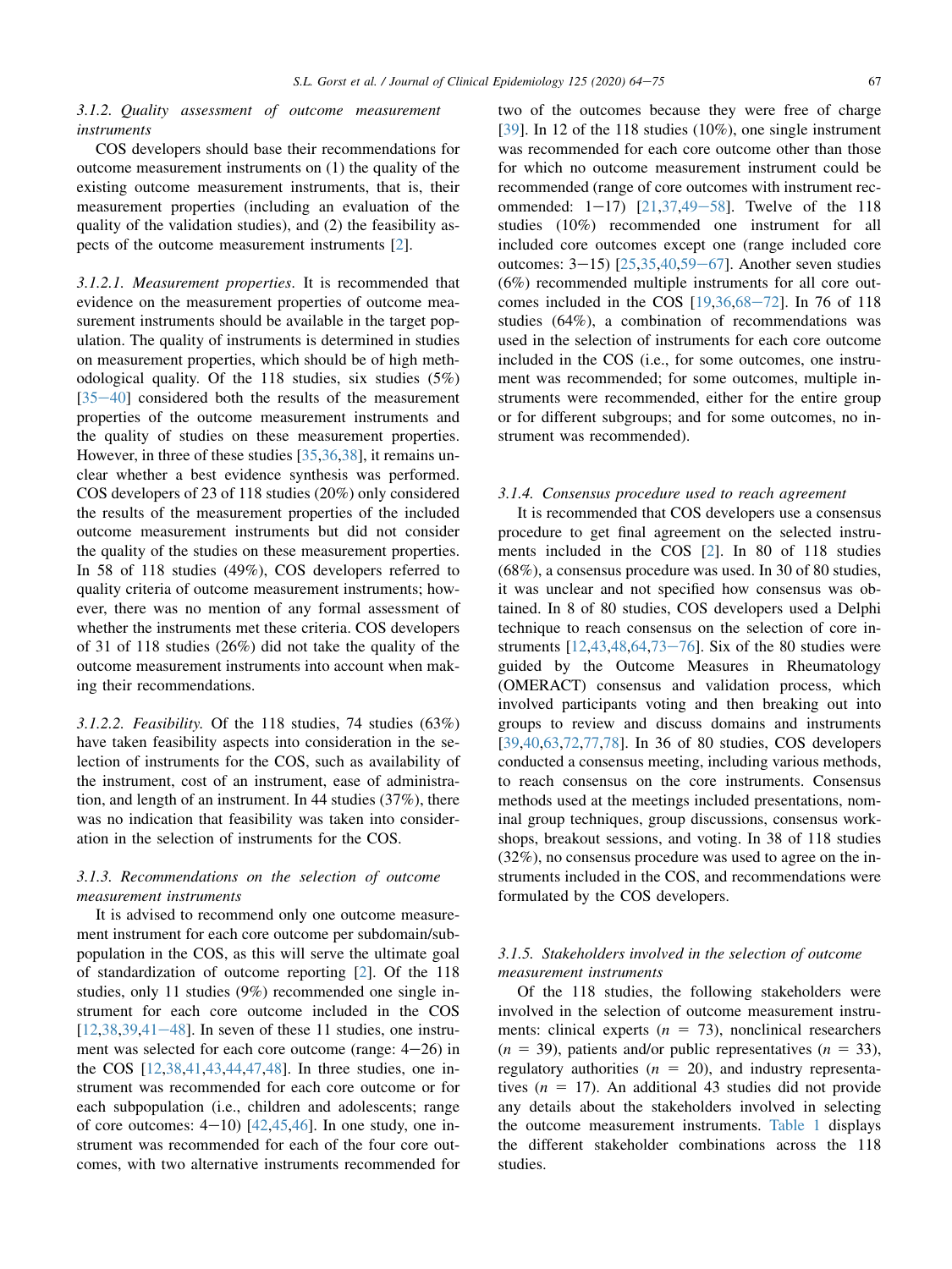#### 3.1.2. Quality assessment of outcome measurement instruments

COS developers should base their recommendations for outcome measurement instruments on (1) the quality of the existing outcome measurement instruments, that is, their measurement properties (including an evaluation of the quality of the validation studies), and (2) the feasibility aspects of the outcome measurement instruments [2].

##### 3.1.2.1. Measurement properties.

It is recommended that evidence on the measurement properties of outcome measurement instruments should be available in the target population. The quality of instruments is determined in studies on measurement properties, which should be of high methodological quality. Of the 118 studies, six studies (5%) [35–40] considered both the results of the measurement properties of the outcome measurement instruments and the quality of studies on these measurement properties. However, in three of these studies [35,36,38], it remains unclear whether a best evidence synthesis was performed. COS developers of 23 of 118 studies (20%) only considered the results of the measurement properties of the included outcome measurement instruments but did not consider the quality of the studies on these measurement properties. In 58 of 118 studies (49%), COS developers referred to quality criteria of outcome measurement instruments; however, there was no mention of any formal assessment of whether the instruments met these criteria. COS developers of 31 of 118 studies (26%) did not take the quality of the outcome measurement instruments into account when making their recommendations.

##### 3.1.2.2. Feasibility.

Of the 118 studies, 74 studies (63%) have taken feasibility aspects into consideration in the selection of instruments for the COS, such as availability of the instrument, cost of an instrument, ease of administration, and length of an instrument. In 44 studies (37%), there was no indication that feasibility was taken into consideration in the selection of instruments for the COS.

#### 3.1.3. Recommendations on the selection of outcome measurement instruments

It is advised to recommend only one outcome measurement instrument for each core outcome per subdomain/subpopulation in the COS, as this will serve the ultimate goal of standardization of outcome reporting [2]. Of the 118 studies, only 11 studies (9%) recommended one single instrument for each core outcome included in the COS [12,38,39,41–48]. In seven of these 11 studies, one instrument was selected for each core outcome (range: 4–26) in the COS [12,38,41,43,44,47,48]. In three studies, one instrument was recommended for each core outcome or for each subpopulation (i.e., children and adolescents; range of core outcomes: 4–10) [42,45,46]. In one study, one instrument was recommended for each of the four core outcomes, with two alternative instruments recommended for two of the outcomes because they were free of charge [39]. In 12 of the 118 studies (10%), one single instrument was recommended for each core outcome other than those for which no outcome measurement instrument could be recommended (range of core outcomes with instrument recommended: 1–17) [21,37,49–58]. Twelve of the 118 studies (10%) recommended one instrument for all included core outcomes except one (range included core outcomes: 3–15) [25,35,40,59–67]. Another seven studies (6%) recommended multiple instruments for all core outcomes included in the COS [19,36,68–72]. In 76 of 118 studies (64%), a combination of recommendations was used in the selection of instruments for each core outcome included in the COS (i.e., for some outcomes, one instrument was recommended; for some outcomes, multiple instruments were recommended, either for the entire group or for different subgroups; and for some outcomes, no instrument was recommended).

#### 3.1.4. Consensus procedure used to reach agreement

It is recommended that COS developers use a consensus procedure to get final agreement on the selected instruments included in the COS [2]. In 80 of 118 studies (68%), a consensus procedure was used. In 30 of 80 studies, it was unclear and not specified how consensus was obtained. In 8 of 80 studies, COS developers used a Delphi technique to reach consensus on the selection of core instruments [12,43,48,64,73–76]. Six of the 80 studies were guided by the Outcome Measures in Rheumatology (OMERACT) consensus and validation process, which involved participants voting and then breaking out into groups to review and discuss domains and instruments [39,40,63,72,77,78]. In 36 of 80 studies, COS developers conducted a consensus meeting, including various methods, to reach consensus on the core instruments. Consensus methods used at the meetings included presentations, nominal group techniques, group discussions, consensus workshops, breakout sessions, and voting. In 38 of 118 studies (32%), no consensus procedure was used to agree on the instruments included in the COS, and recommendations were formulated by the COS developers.

#### 3.1.5. Stakeholders involved in the selection of outcome measurement instruments

Of the 118 studies, the following stakeholders were involved in the selection of outcome measurement instruments: clinical experts ($n$ = 73), nonclinical researchers ($n$ = 39), patients and/or public representatives ($n$ = 33), regulatory authorities ($n$ = 20), and industry representatives ($n$ = 17). An additional 43 studies did not provide any details about the stakeholders involved in selecting the outcome measurement instruments. Table 1 displays the different stakeholder combinations across the 118 studies.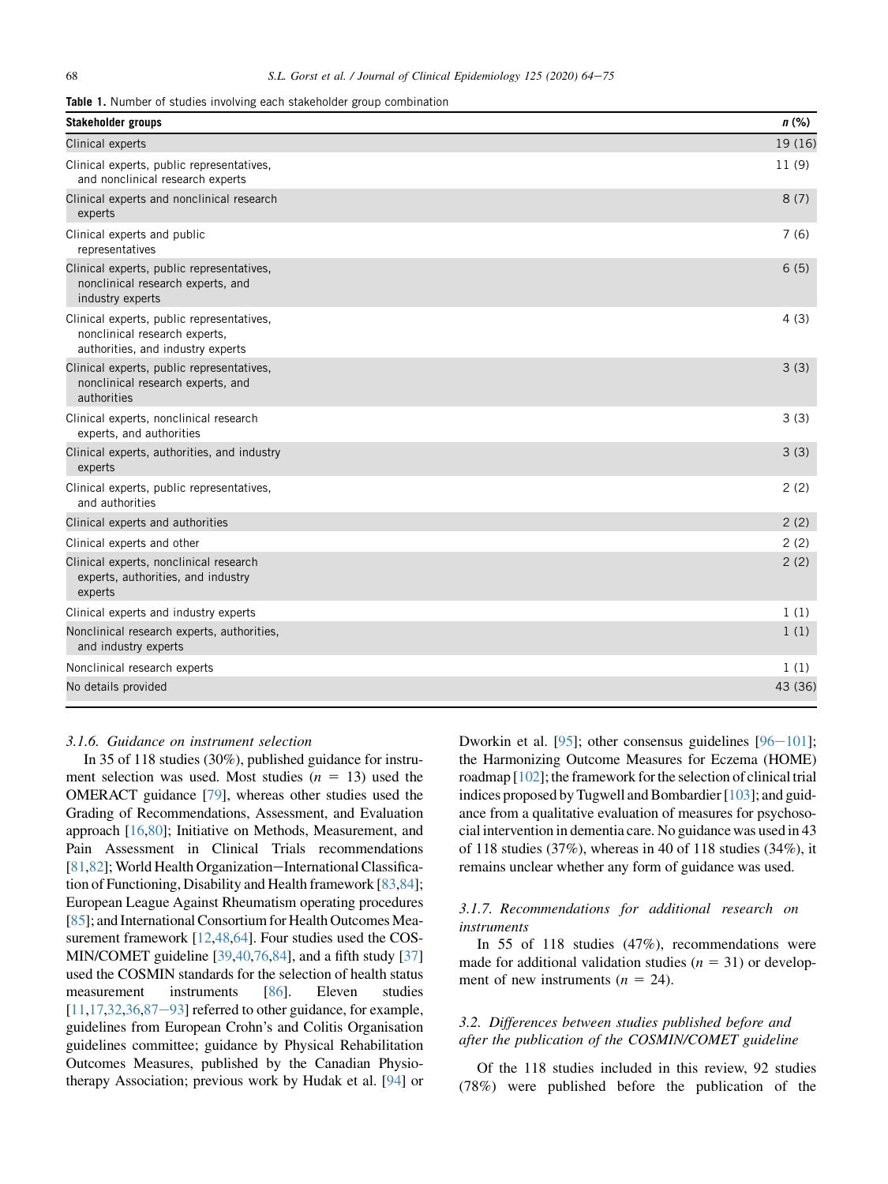**Table 1.** Number of studies involving each stakeholder group combination

| Stakeholder groups | n (%) |
|---|---|
| Clinical experts | 19 (16) |
| Clinical experts, public representatives, and nonclinical research experts | 11 (9) |
| Clinical experts and nonclinical research experts | 8 (7) |
| Clinical experts and public representatives | 7 (6) |
| Clinical experts, public representatives, nonclinical research experts, and industry experts | 6 (5) |
| Clinical experts, public representatives, nonclinical research experts, authorities, and industry experts | 4 (3) |
| Clinical experts, public representatives, nonclinical research experts, and authorities | 3 (3) |
| Clinical experts, nonclinical research experts, and authorities | 3 (3) |
| Clinical experts, authorities, and industry experts | 3 (3) |
| Clinical experts, public representatives, and authorities | 2 (2) |
| Clinical experts and authorities | 2 (2) |
| Clinical experts and other | 2 (2) |
| Clinical experts, nonclinical research experts, authorities, and industry experts | 2 (2) |
| Clinical experts and industry experts | 1 (1) |
| Nonclinical research experts, authorities, and industry experts | 1 (1) |
| Nonclinical research experts | 1 (1) |
| No details provided | 43 (36) |

#### *3.1.6. Guidance on instrument selection*

In 35 of 118 studies (30%), published guidance for instrument selection was used. Most studies ($n$ = 13) used the OMERACT guidance [79], whereas other studies used the Grading of Recommendations, Assessment, and Evaluation approach [16,80]; Initiative on Methods, Measurement, and Pain Assessment in Clinical Trials recommendations [81,82]; World Health Organization—International Classification of Functioning, Disability and Health framework [83,84]; European League Against Rheumatism operating procedures [85]; and International Consortium for Health Outcomes Measurement framework [12,48,64]. Four studies used the COSMIN/COMET guideline [39,40,76,84], and a fifth study [37] used the COSMIN standards for the selection of health status measurement instruments [86]. Eleven studies [11,17,32,36,87—93] referred to other guidance, for example, guidelines from European Crohn's and Colitis Organisation guidelines committee; guidance by Physical Rehabilitation Outcomes Measures, published by the Canadian Physiotherapy Association; previous work by Hudak et al. [94] or Dworkin et al. [95]; other consensus guidelines [96—101]; the Harmonizing Outcome Measures for Eczema (HOME) roadmap [102]; the framework for the selection of clinical trial indices proposed by Tugwell and Bombardier [103]; and guidance from a qualitative evaluation of measures for psychosocial intervention in dementia care. No guidance was used in 43 of 118 studies (37%), whereas in 40 of 118 studies (34%), it remains unclear whether any form of guidance was used.

#### *3.1.7. Recommendations for additional research on instruments*

In 55 of 118 studies (47%), recommendations were made for additional validation studies ($n$ = 31) or development of new instruments ($n$ = 24).

### *3.2. Differences between studies published before and after the publication of the COSMIN/COMET guideline*

Of the 118 studies included in this review, 92 studies (78%) were published before the publication of the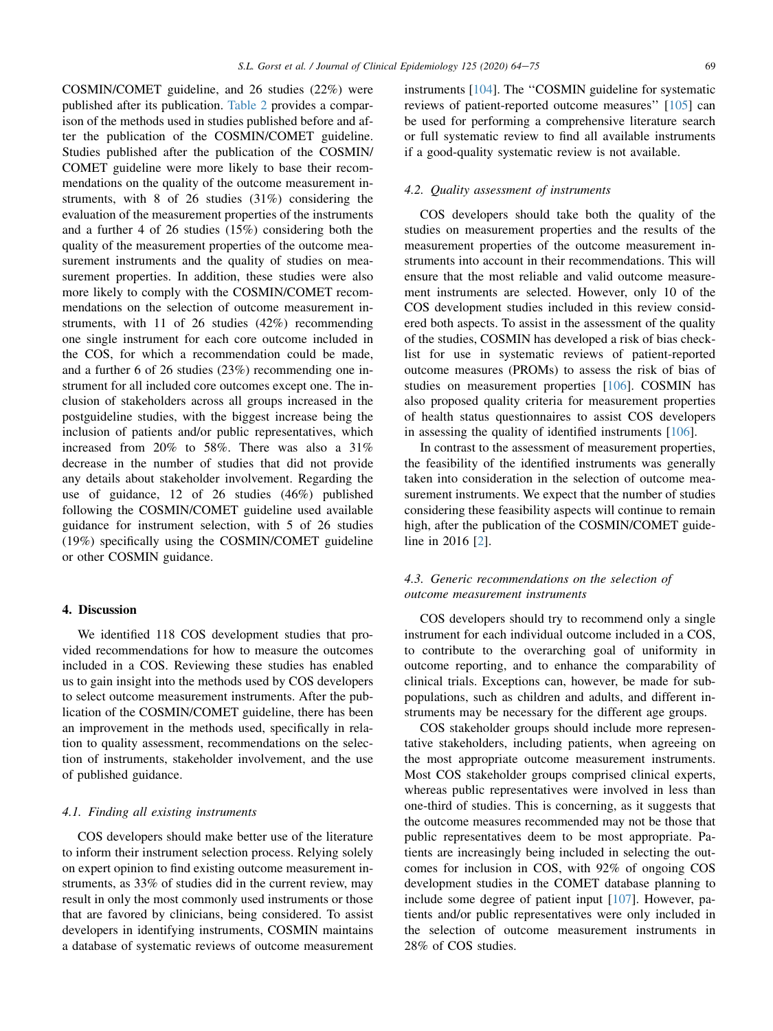COSMIN/COMET guideline, and 26 studies (22%) were published after its publication. Table 2 provides a comparison of the methods used in studies published before and after the publication of the COSMIN/COMET guideline. Studies published after the publication of the COSMIN/COMET guideline were more likely to base their recommendations on the quality of the outcome measurement instruments, with 8 of 26 studies (31%) considering the evaluation of the measurement properties of the instruments and a further 4 of 26 studies (15%) considering both the quality of the measurement properties of the outcome measurement instruments and the quality of studies on measurement properties. In addition, these studies were also more likely to comply with the COSMIN/COMET recommendations on the selection of outcome measurement instruments, with 11 of 26 studies (42%) recommending one single instrument for each core outcome included in the COS, for which a recommendation could be made, and a further 6 of 26 studies (23%) recommending one instrument for all included core outcomes except one. The inclusion of stakeholders across all groups increased in the postguideline studies, with the biggest increase being the inclusion of patients and/or public representatives, which increased from 20% to 58%. There was also a 31% decrease in the number of studies that did not provide any details about stakeholder involvement. Regarding the use of guidance, 12 of 26 studies (46%) published following the COSMIN/COMET guideline used available guidance for instrument selection, with 5 of 26 studies (19%) specifically using the COSMIN/COMET guideline or other COSMIN guidance.

## 4. Discussion

We identified 118 COS development studies that provided recommendations for how to measure the outcomes included in a COS. Reviewing these studies has enabled us to gain insight into the methods used by COS developers to select outcome measurement instruments. After the publication of the COSMIN/COMET guideline, there has been an improvement in the methods used, specifically in relation to quality assessment, recommendations on the selection of instruments, stakeholder involvement, and the use of published guidance.

### 4.1. Finding all existing instruments

COS developers should make better use of the literature to inform their instrument selection process. Relying solely on expert opinion to find existing outcome measurement instruments, as 33% of studies did in the current review, may result in only the most commonly used instruments or those that are favored by clinicians, being considered. To assist developers in identifying instruments, COSMIN maintains a database of systematic reviews of outcome measurement instruments [104]. The "COSMIN guideline for systematic reviews of patient-reported outcome measures" [105] can be used for performing a comprehensive literature search or full systematic review to find all available instruments if a good-quality systematic review is not available.

### 4.2. Quality assessment of instruments

COS developers should take both the quality of the studies on measurement properties and the results of the measurement properties of the outcome measurement instruments into account in their recommendations. This will ensure that the most reliable and valid outcome measurement instruments are selected. However, only 10 of the COS development studies included in this review considered both aspects. To assist in the assessment of the quality of the studies, COSMIN has developed a risk of bias checklist for use in systematic reviews of patient-reported outcome measures (PROMs) to assess the risk of bias of studies on measurement properties [106]. COSMIN has also proposed quality criteria for measurement properties of health status questionnaires to assist COS developers in assessing the quality of identified instruments [106].

In contrast to the assessment of measurement properties, the feasibility of the identified instruments was generally taken into consideration in the selection of outcome measurement instruments. We expect that the number of studies considering these feasibility aspects will continue to remain high, after the publication of the COSMIN/COMET guideline in 2016 [2].

### 4.3. Generic recommendations on the selection of outcome measurement instruments

COS developers should try to recommend only a single instrument for each individual outcome included in a COS, to contribute to the overarching goal of uniformity in outcome reporting, and to enhance the comparability of clinical trials. Exceptions can, however, be made for subpopulations, such as children and adults, and different instruments may be necessary for the different age groups.

COS stakeholder groups should include more representative stakeholders, including patients, when agreeing on the most appropriate outcome measurement instruments. Most COS stakeholder groups comprised clinical experts, whereas public representatives were involved in less than one-third of studies. This is concerning, as it suggests that the outcome measures recommended may not be those that public representatives deem to be most appropriate. Patients are increasingly being included in selecting the outcomes for inclusion in COS, with 92% of ongoing COS development studies in the COMET database planning to include some degree of patient input [107]. However, patients and/or public representatives were only included in the selection of outcome measurement instruments in 28% of COS studies.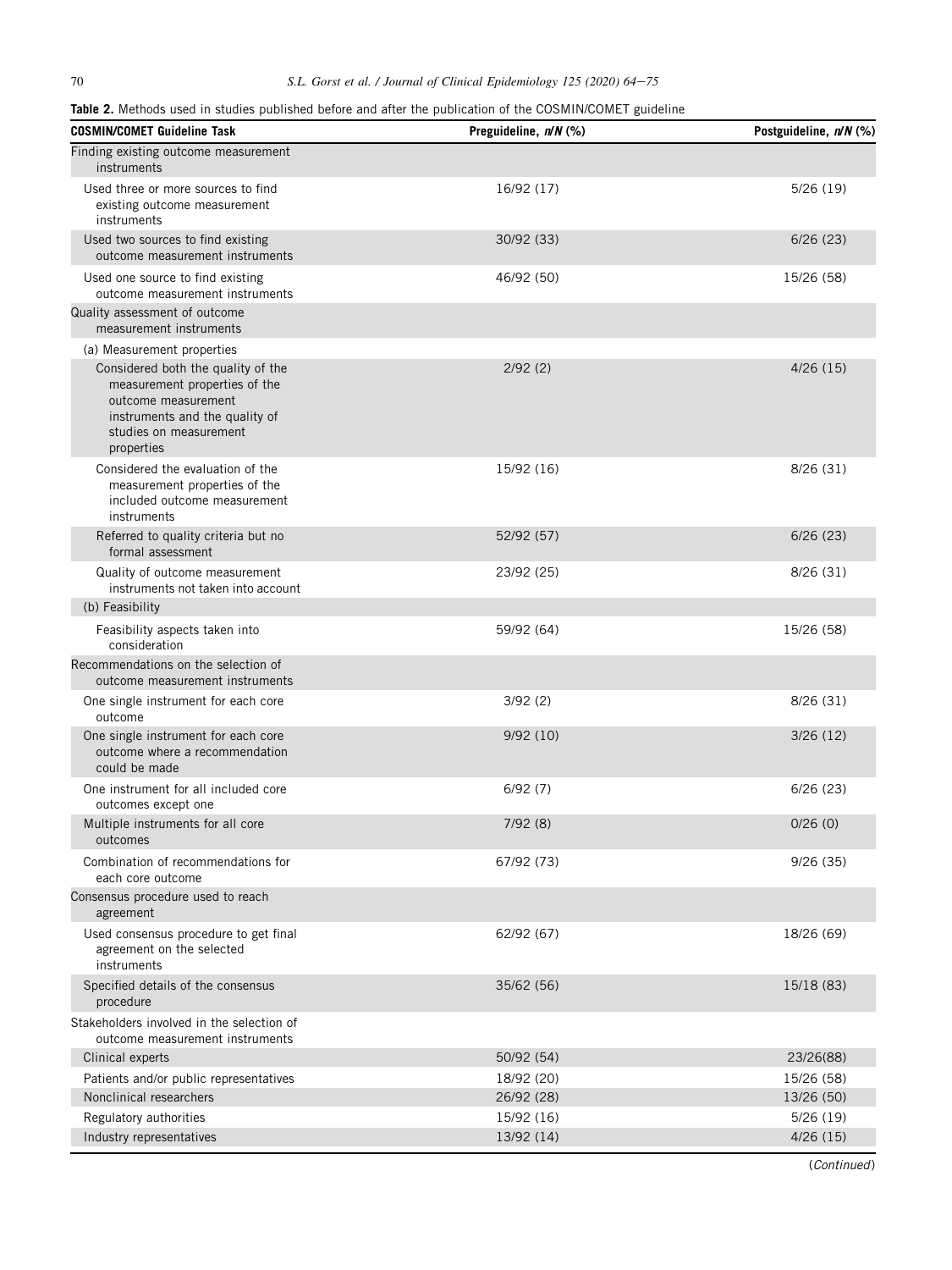**Table 2.** Methods used in studies published before and after the publication of the COSMIN/COMET guideline

| COSMIN/COMET Guideline Task | Preguideline, *n*/*N* (%) | Postguideline, *n*/*N* (%) |
|---|---|---|
| Finding existing outcome measurement instruments | | |
| Used three or more sources to find existing outcome measurement instruments | 16/92 (17) | 5/26 (19) |
| Used two sources to find existing outcome measurement instruments | 30/92 (33) | 6/26 (23) |
| Used one source to find existing outcome measurement instruments | 46/92 (50) | 15/26 (58) |
| Quality assessment of outcome measurement instruments | | |
| (a) Measurement properties | | |
| Considered both the quality of the measurement properties of the outcome measurement instruments and the quality of studies on measurement properties | 2/92 (2) | 4/26 (15) |
| Considered the evaluation of the measurement properties of the included outcome measurement instruments | 15/92 (16) | 8/26 (31) |
| Referred to quality criteria but no formal assessment | 52/92 (57) | 6/26 (23) |
| Quality of outcome measurement instruments not taken into account | 23/92 (25) | 8/26 (31) |
| (b) Feasibility | | |
| Feasibility aspects taken into consideration | 59/92 (64) | 15/26 (58) |
| Recommendations on the selection of outcome measurement instruments | | |
| One single instrument for each core outcome | 3/92 (2) | 8/26 (31) |
| One single instrument for each core outcome where a recommendation could be made | 9/92 (10) | 3/26 (12) |
| One instrument for all included core outcomes except one | 6/92 (7) | 6/26 (23) |
| Multiple instruments for all core outcomes | 7/92 (8) | 0/26 (0) |
| Combination of recommendations for each core outcome | 67/92 (73) | 9/26 (35) |
| Consensus procedure used to reach agreement | | |
| Used consensus procedure to get final agreement on the selected instruments | 62/92 (67) | 18/26 (69) |
| Specified details of the consensus procedure | 35/62 (56) | 15/18 (83) |
| Stakeholders involved in the selection of outcome measurement instruments | | |
| Clinical experts | 50/92 (54) | 23/26(88) |
| Patients and/or public representatives | 18/92 (20) | 15/26 (58) |
| Nonclinical researchers | 26/92 (28) | 13/26 (50) |
| Regulatory authorities | 15/92 (16) | 5/26 (19) |
| Industry representatives | 13/92 (14) | 4/26 (15) |

(*Continued*)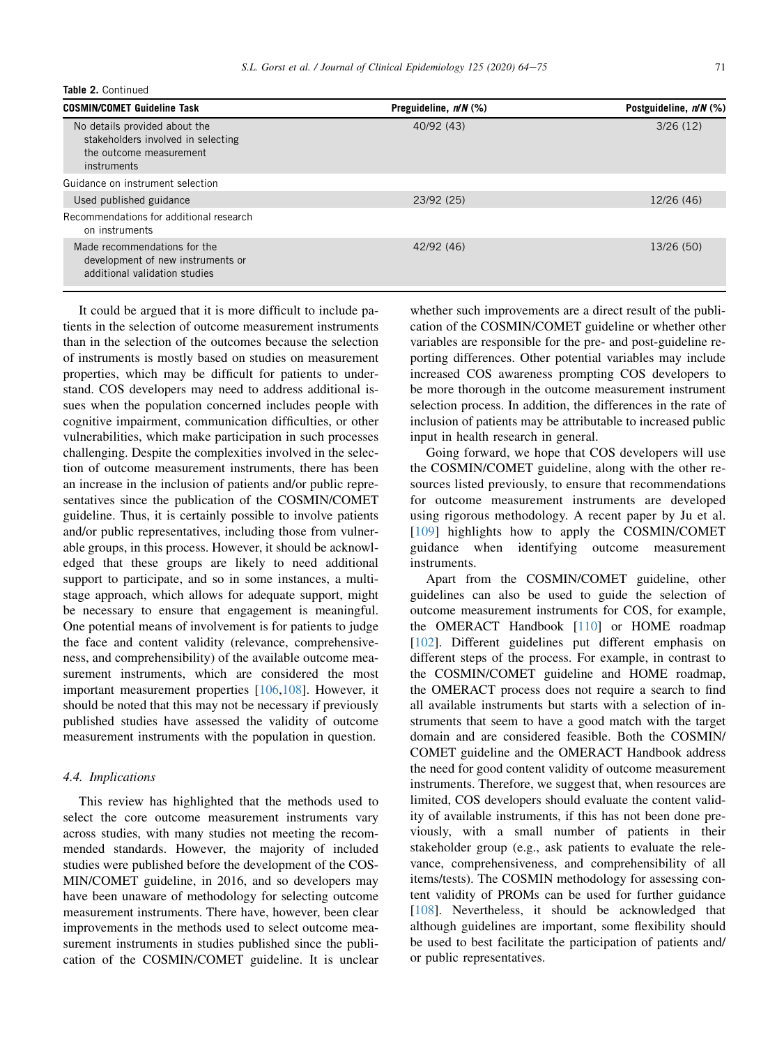**Table 2.** Continued

| COSMIN/COMET Guideline Task | Preguideline, *n/N* (%) | Postguideline, *n/N* (%) |
|---|---|---|
| No details provided about the stakeholders involved in selecting the outcome measurement instruments | 40/92 (43) | 3/26 (12) |
| Guidance on instrument selection | | |
| Used published guidance | 23/92 (25) | 12/26 (46) |
| Recommendations for additional research on instruments | | |
| Made recommendations for the development of new instruments or additional validation studies | 42/92 (46) | 13/26 (50) |

It could be argued that it is more difficult to include patients in the selection of outcome measurement instruments than in the selection of the outcomes because the selection of instruments is mostly based on studies on measurement properties, which may be difficult for patients to understand. COS developers may need to address additional issues when the population concerned includes people with cognitive impairment, communication difficulties, or other vulnerabilities, which make participation in such processes challenging. Despite the complexities involved in the selection of outcome measurement instruments, there has been an increase in the inclusion of patients and/or public representatives since the publication of the COSMIN/COMET guideline. Thus, it is certainly possible to involve patients and/or public representatives, including those from vulnerable groups, in this process. However, it should be acknowledged that these groups are likely to need additional support to participate, and so in some instances, a multistage approach, which allows for adequate support, might be necessary to ensure that engagement is meaningful. One potential means of involvement is for patients to judge the face and content validity (relevance, comprehensiveness, and comprehensibility) of the available outcome measurement instruments, which are considered the most important measurement properties [106,108]. However, it should be noted that this may not be necessary if previously published studies have assessed the validity of outcome measurement instruments with the population in question.

### 4.4. Implications

This review has highlighted that the methods used to select the core outcome measurement instruments vary across studies, with many studies not meeting the recommended standards. However, the majority of included studies were published before the development of the COSMIN/COMET guideline, in 2016, and so developers may have been unaware of methodology for selecting outcome measurement instruments. There have, however, been clear improvements in the methods used to select outcome measurement instruments in studies published since the publication of the COSMIN/COMET guideline. It is unclear whether such improvements are a direct result of the publication of the COSMIN/COMET guideline or whether other variables are responsible for the pre- and post-guideline reporting differences. Other potential variables may include increased COS awareness prompting COS developers to be more thorough in the outcome measurement instrument selection process. In addition, the differences in the rate of inclusion of patients may be attributable to increased public input in health research in general.

Going forward, we hope that COS developers will use the COSMIN/COMET guideline, along with the other resources listed previously, to ensure that recommendations for outcome measurement instruments are developed using rigorous methodology. A recent paper by Ju et al. [109] highlights how to apply the COSMIN/COMET guidance when identifying outcome measurement instruments.

Apart from the COSMIN/COMET guideline, other guidelines can also be used to guide the selection of outcome measurement instruments for COS, for example, the OMERACT Handbook [110] or HOME roadmap [102]. Different guidelines put different emphasis on different steps of the process. For example, in contrast to the COSMIN/COMET guideline and HOME roadmap, the OMERACT process does not require a search to find all available instruments but starts with a selection of instruments that seem to have a good match with the target domain and are considered feasible. Both the COSMIN/COMET guideline and the OMERACT Handbook address the need for good content validity of outcome measurement instruments. Therefore, we suggest that, when resources are limited, COS developers should evaluate the content validity of available instruments, if this has not been done previously, with a small number of patients in their stakeholder group (e.g., ask patients to evaluate the relevance, comprehensiveness, and comprehensibility of all items/tests). The COSMIN methodology for assessing content validity of PROMs can be used for further guidance [108]. Nevertheless, it should be acknowledged that although guidelines are important, some flexibility should be used to best facilitate the participation of patients and/or public representatives.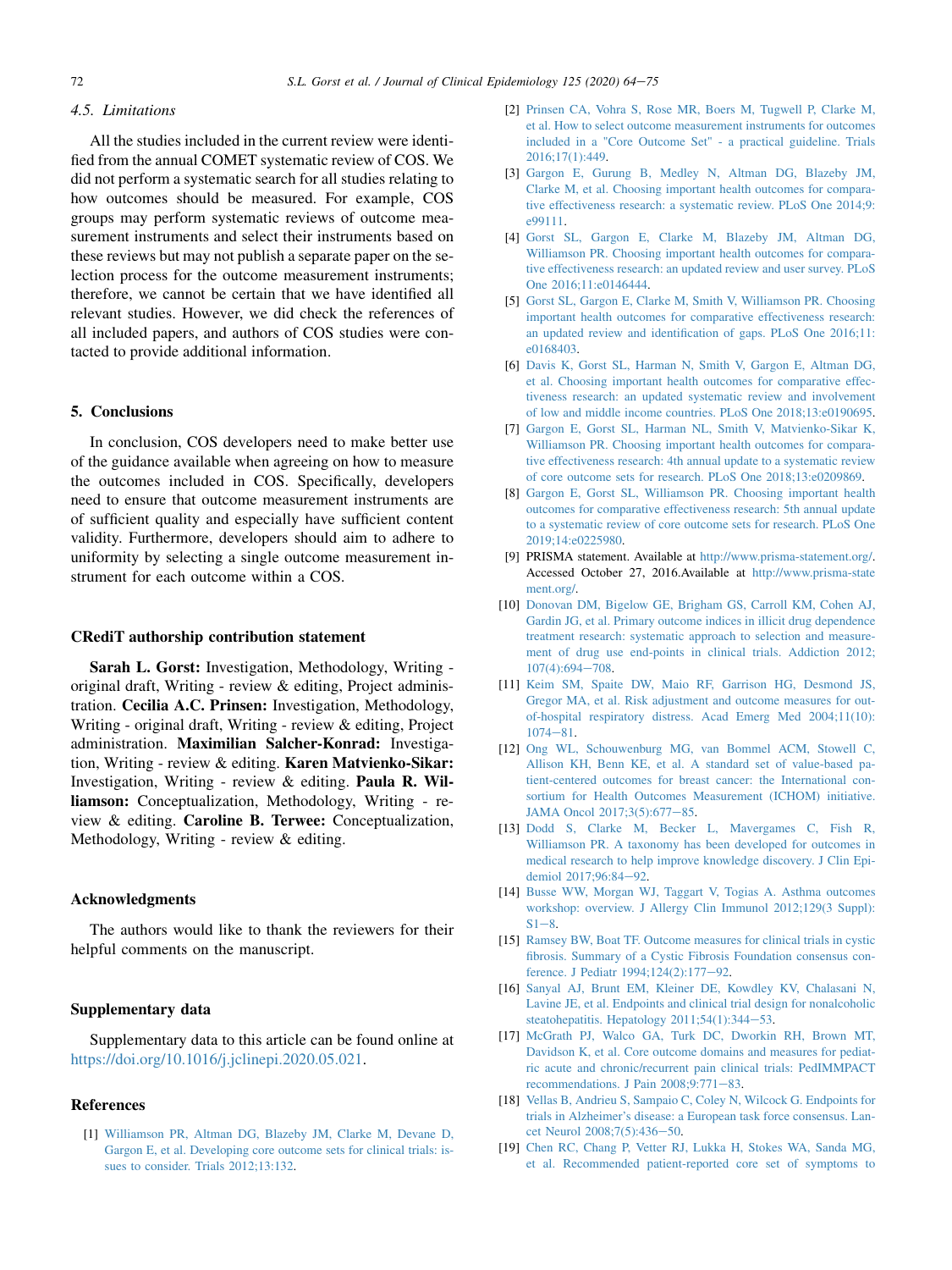### 4.5. Limitations

All the studies included in the current review were identified from the annual COMET systematic review of COS. We did not perform a systematic search for all studies relating to how outcomes should be measured. For example, COS groups may perform systematic reviews of outcome measurement instruments and select their instruments based on these reviews but may not publish a separate paper on the selection process for the outcome measurement instruments; therefore, we cannot be certain that we have identified all relevant studies. However, we did check the references of all included papers, and authors of COS studies were contacted to provide additional information.

## 5. Conclusions

In conclusion, COS developers need to make better use of the guidance available when agreeing on how to measure the outcomes included in COS. Specifically, developers need to ensure that outcome measurement instruments are of sufficient quality and especially have sufficient content validity. Furthermore, developers should aim to adhere to uniformity by selecting a single outcome measurement instrument for each outcome within a COS.

## CRediT authorship contribution statement

**Sarah L. Gorst:** Investigation, Methodology, Writing - original draft, Writing - review & editing, Project administration. **Cecilia A.C. Prinsen:** Investigation, Methodology, Writing - original draft, Writing - review & editing, Project administration. **Maximilian Salcher-Konrad:** Investigation, Writing - review & editing. **Karen Matvienko-Sikar:** Investigation, Writing - review & editing. **Paula R. Williamson:** Conceptualization, Methodology, Writing - review & editing. **Caroline B. Terwee:** Conceptualization, Methodology, Writing - review & editing.

## Acknowledgments

The authors would like to thank the reviewers for their helpful comments on the manuscript.

## Supplementary data

Supplementary data to this article can be found online at https://doi.org/10.1016/j.jclinepi.2020.05.021.

## References

[1] Williamson PR, Altman DG, Blazeby JM, Clarke M, Devane D, Gargon E, et al. Developing core outcome sets for clinical trials: issues to consider. Trials 2012;13:132.

[2] Prinsen CA, Vohra S, Rose MR, Boers M, Tugwell P, Clarke M, et al. How to select outcome measurement instruments for outcomes included in a "Core Outcome Set" - a practical guideline. Trials 2016;17(1):449.

[3] Gargon E, Gurung B, Medley N, Altman DG, Blazeby JM, Clarke M, et al. Choosing important health outcomes for comparative effectiveness research: a systematic review. PLoS One 2014;9:e99111.

[4] Gorst SL, Gargon E, Clarke M, Blazeby JM, Altman DG, Williamson PR. Choosing important health outcomes for comparative effectiveness research: an updated review and user survey. PLoS One 2016;11:e0146444.

[5] Gorst SL, Gargon E, Clarke M, Smith V, Williamson PR. Choosing important health outcomes for comparative effectiveness research: an updated review and identification of gaps. PLoS One 2016;11:e0168403.

[6] Davis K, Gorst SL, Harman N, Smith V, Gargon E, Altman DG, et al. Choosing important health outcomes for comparative effectiveness research: an updated systematic review and involvement of low and middle income countries. PLoS One 2018;13:e0190695.

[7] Gargon E, Gorst SL, Harman NL, Smith V, Matvienko-Sikar K, Williamson PR. Choosing important health outcomes for comparative effectiveness research: 4th annual update to a systematic review of core outcome sets for research. PLoS One 2018;13:e0209869.

[8] Gargon E, Gorst SL, Williamson PR. Choosing important health outcomes for comparative effectiveness research: 5th annual update to a systematic review of core outcome sets for research. PLoS One 2019;14:e0225980.

[9] PRISMA statement. Available at http://www.prisma-statement.org/. Accessed October 27, 2016.Available at http://www.prisma-statement.org/.

[10] Donovan DM, Bigelow GE, Brigham GS, Carroll KM, Cohen AJ, Gardin JG, et al. Primary outcome indices in illicit drug dependence treatment research: systematic approach to selection and measurement of drug use end-points in clinical trials. Addiction 2012;107(4):694–708.

[11] Keim SM, Spaite DW, Maio RF, Garrison HG, Desmond JS, Gregor MA, et al. Risk adjustment and outcome measures for out-of-hospital respiratory distress. Acad Emerg Med 2004;11(10):1074–81.

[12] Ong WL, Schouwenburg MG, van Bommel ACM, Stowell C, Allison KH, Benn KE, et al. A standard set of value-based patient-centered outcomes for breast cancer: the International consortium for Health Outcomes Measurement (ICHOM) initiative. JAMA Oncol 2017;3(5):677–85.

[13] Dodd S, Clarke M, Becker L, Mavergames C, Fish R, Williamson PR. A taxonomy has been developed for outcomes in medical research to help improve knowledge discovery. J Clin Epidemiol 2017;96:84–92.

[14] Busse WW, Morgan WJ, Taggart V, Togias A. Asthma outcomes workshop: overview. J Allergy Clin Immunol 2012;129(3 Suppl):S1–8.

[15] Ramsey BW, Boat TF. Outcome measures for clinical trials in cystic fibrosis. Summary of a Cystic Fibrosis Foundation consensus conference. J Pediatr 1994;124(2):177–92.

[16] Sanyal AJ, Brunt EM, Kleiner DE, Kowdley KV, Chalasani N, Lavine JE, et al. Endpoints and clinical trial design for nonalcoholic steatohepatitis. Hepatology 2011;54(1):344–53.

[17] McGrath PJ, Walco GA, Turk DC, Dworkin RH, Brown MT, Davidson K, et al. Core outcome domains and measures for pediatric acute and chronic/recurrent pain clinical trials: PedIMMPACT recommendations. J Pain 2008;9:771–83.

[18] Vellas B, Andrieu S, Sampaio C, Coley N, Wilcock G. Endpoints for trials in Alzheimer's disease: a European task force consensus. Lancet Neurol 2008;7(5):436–50.

[19] Chen RC, Chang P, Vetter RJ, Lukka H, Stokes WA, Sanda MG, et al. Recommended patient-reported core set of symptoms to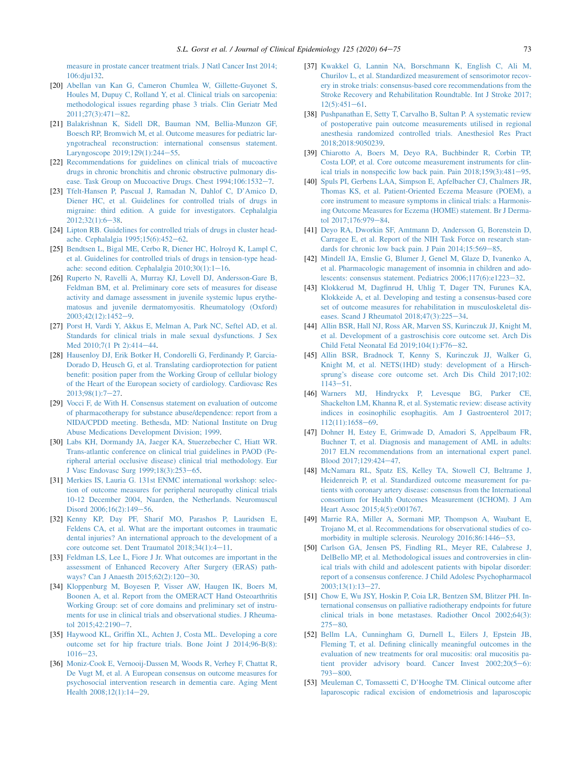measure in prostate cancer treatment trials. J Natl Cancer Inst 2014; 106:dju132.

[20] Abellan van Kan G, Cameron Chumlea W, Gillette-Guyonet S, Houles M, Dupuy C, Rolland Y, et al. Clinical trials on sarcopenia: methodological issues regarding phase 3 trials. Clin Geriatr Med 2011;27(3):471–82.

[21] Balakrishnan K, Sidell DR, Bauman NM, Bellia-Munzon GF, Boesch RP, Bromwich M, et al. Outcome measures for pediatric laryngotracheal reconstruction: international consensus statement. Laryngoscope 2019;129(1):244–55.

[22] Recommendations for guidelines on clinical trials of mucoactive drugs in chronic bronchitis and chronic obstructive pulmonary disease. Task Group on Mucoactive Drugs. Chest 1994;106:1532–7.

[23] Tfelt-Hansen P, Pascual J, Ramadan N, Dahlof C, D'Amico D, Diener HC, et al. Guidelines for controlled trials of drugs in migraine: third edition. A guide for investigators. Cephalalgia 2012;32(1):6–38.

[24] Lipton RB. Guidelines for controlled trials of drugs in cluster headache. Cephalalgia 1995;15(6):452–62.

[25] Bendtsen L, Bigal ME, Cerbo R, Diener HC, Holroyd K, Lampl C, et al. Guidelines for controlled trials of drugs in tension-type headache: second edition. Cephalalgia 2010;30(1):1–16.

[26] Ruperto N, Ravelli A, Murray KJ, Lovell DJ, Andersson-Gare B, Feldman BM, et al. Preliminary core sets of measures for disease activity and damage assessment in juvenile systemic lupus erythematosus and juvenile dermatomyositis. Rheumatology (Oxford) 2003;42(12):1452–9.

[27] Porst H, Vardi Y, Akkus E, Melman A, Park NC, Seftel AD, et al. Standards for clinical trials in male sexual dysfunctions. J Sex Med 2010;7(1 Pt 2):414–44.

[28] Hausenloy DJ, Erik Botker H, Condorelli G, Ferdinandy P, Garcia-Dorado D, Heusch G, et al. Translating cardioprotection for patient benefit: position paper from the Working Group of cellular biology of the Heart of the European society of cardiology. Cardiovasc Res 2013;98(1):7–27.

[29] Vocci F, de With H. Consensus statement on evaluation of outcome of pharmacotherapy for substance abuse/dependence: report from a NIDA/CPDD meeting. Bethesda, MD: National Institute on Drug Abuse Medications Development Division; 1999.

[30] Labs KH, Dormandy JA, Jaeger KA, Stuerzebecher C, Hiatt WR. Trans-atlantic conference on clinical trial guidelines in PAOD (Peripheral arterial occlusive disease) clinical trial methodology. Eur J Vasc Endovasc Surg 1999;18(3):253–65.

[31] Merkies IS, Lauria G. 131st ENMC international workshop: selection of outcome measures for peripheral neuropathy clinical trials 10-12 December 2004, Naarden, the Netherlands. Neuromuscul Disord 2006;16(2):149–56.

[32] Kenny KP, Day PF, Sharif MO, Parashos P, Lauridsen E, Feldens CA, et al. What are the important outcomes in traumatic dental injuries? An international approach to the development of a core outcome set. Dent Traumatol 2018;34(1):4–11.

[33] Feldman LS, Lee L, Fiore J Jr. What outcomes are important in the assessment of Enhanced Recovery After Surgery (ERAS) pathways? Can J Anaesth 2015;62(2):120–30.

[34] Kloppenburg M, Boyesen P, Visser AW, Haugen IK, Boers M, Boonen A, et al. Report from the OMERACT Hand Osteoarthritis Working Group: set of core domains and preliminary set of instruments for use in clinical trials and observational studies. J Rheumatol 2015;42:2190–7.

[35] Haywood KL, Griffin XL, Achten J, Costa ML. Developing a core outcome set for hip fracture trials. Bone Joint J 2014;96-B(8):1016–23.

[36] Moniz-Cook E, Vernooij-Dassen M, Woods R, Verhey F, Chattat R, De Vugt M, et al. A European consensus on outcome measures for psychosocial intervention research in dementia care. Aging Ment Health 2008;12(1):14–29.

[37] Kwakkel G, Lannin NA, Borschmann K, English C, Ali M, Churilov L, et al. Standardized measurement of sensorimotor recovery in stroke trials: consensus-based core recommendations from the Stroke Recovery and Rehabilitation Roundtable. Int J Stroke 2017;12(5):451–61.

[38] Pushpanathan E, Setty T, Carvalho B, Sultan P. A systematic review of postoperative pain outcome measurements utilised in regional anesthesia randomized controlled trials. Anesthesiol Res Pract 2018;2018:9050239.

[39] Chiarotto A, Boers M, Deyo RA, Buchbinder R, Corbin TP, Costa LOP, et al. Core outcome measurement instruments for clinical trials in nonspecific low back pain. Pain 2018;159(3):481–95.

[40] Spuls PI, Gerbens LAA, Simpson E, Apfelbacher CJ, Chalmers JR, Thomas KS, et al. Patient-Oriented Eczema Measure (POEM), a core instrument to measure symptoms in clinical trials: a Harmonising Outcome Measures for Eczema (HOME) statement. Br J Dermatol 2017;176:979–84.

[41] Deyo RA, Dworkin SF, Amtmann D, Andersson G, Borenstein D, Carragee E, et al. Report of the NIH Task Force on research standards for chronic low back pain. J Pain 2014;15:569–85.

[42] Mindell JA, Emslie G, Blumer J, Genel M, Glaze D, Ivanenko A, et al. Pharmacologic management of insomnia in children and adolescents: consensus statement. Pediatrics 2006;117(6):e1223–32.

[43] Klokkerud M, Dagfinrud H, Uhlig T, Dager TN, Furunes KA, Klokkeide A, et al. Developing and testing a consensus-based core set of outcome measures for rehabilitation in musculoskeletal diseases. Scand J Rheumatol 2018;47(3):225–34.

[44] Allin BSR, Hall NJ, Ross AR, Marven SS, Kurinczuk JJ, Knight M, et al. Development of a gastroschisis core outcome set. Arch Dis Child Fetal Neonatal Ed 2019;104(1):F76–82.

[45] Allin BSR, Bradnock T, Kenny S, Kurinczuk JJ, Walker G, Knight M, et al. NETS(1HD) study: development of a Hirschsprung's disease core outcome set. Arch Dis Child 2017;102:1143–51.

[46] Warners MJ, Hindryckx P, Levesque BG, Parker CE, Shackelton LM, Khanna R, et al. Systematic review: disease activity indices in eosinophilic esophagitis. Am J Gastroenterol 2017;112(11):1658–69.

[47] Dohner H, Estey E, Grimwade D, Amadori S, Appelbaum FR, Buchner T, et al. Diagnosis and management of AML in adults: 2017 ELN recommendations from an international expert panel. Blood 2017;129:424–47.

[48] McNamara RL, Spatz ES, Kelley TA, Stowell CJ, Beltrame J, Heidenreich P, et al. Standardized outcome measurement for patients with coronary artery disease: consensus from the International consortium for Health Outcomes Measurement (ICHOM). J Am Heart Assoc 2015;4(5):e001767.

[49] Marrie RA, Miller A, Sormani MP, Thompson A, Waubant E, Trojano M, et al. Recommendations for observational studies of comorbidity in multiple sclerosis. Neurology 2016;86:1446–53.

[50] Carlson GA, Jensen PS, Findling RL, Meyer RE, Calabrese J, DelBello MP, et al. Methodological issues and controversies in clinical trials with child and adolescent patients with bipolar disorder: report of a consensus conference. J Child Adolesc Psychopharmacol 2003;13(1):13–27.

[51] Chow E, Wu JSY, Hoskin P, Coia LR, Bentzen SM, Blitzer PH. International consensus on palliative radiotherapy endpoints for future clinical trials in bone metastases. Radiother Oncol 2002;64(3):275–80.

[52] Bellm LA, Cunningham G, Durnell L, Eilers J, Epstein JB, Fleming T, et al. Defining clinically meaningful outcomes in the evaluation of new treatments for oral mucositis: oral mucositis patient provider advisory board. Cancer Invest 2002;20(5–6):793–800.

[53] Meuleman C, Tomassetti C, D'Hooghe TM. Clinical outcome after laparoscopic radical excision of endometriosis and laparoscopic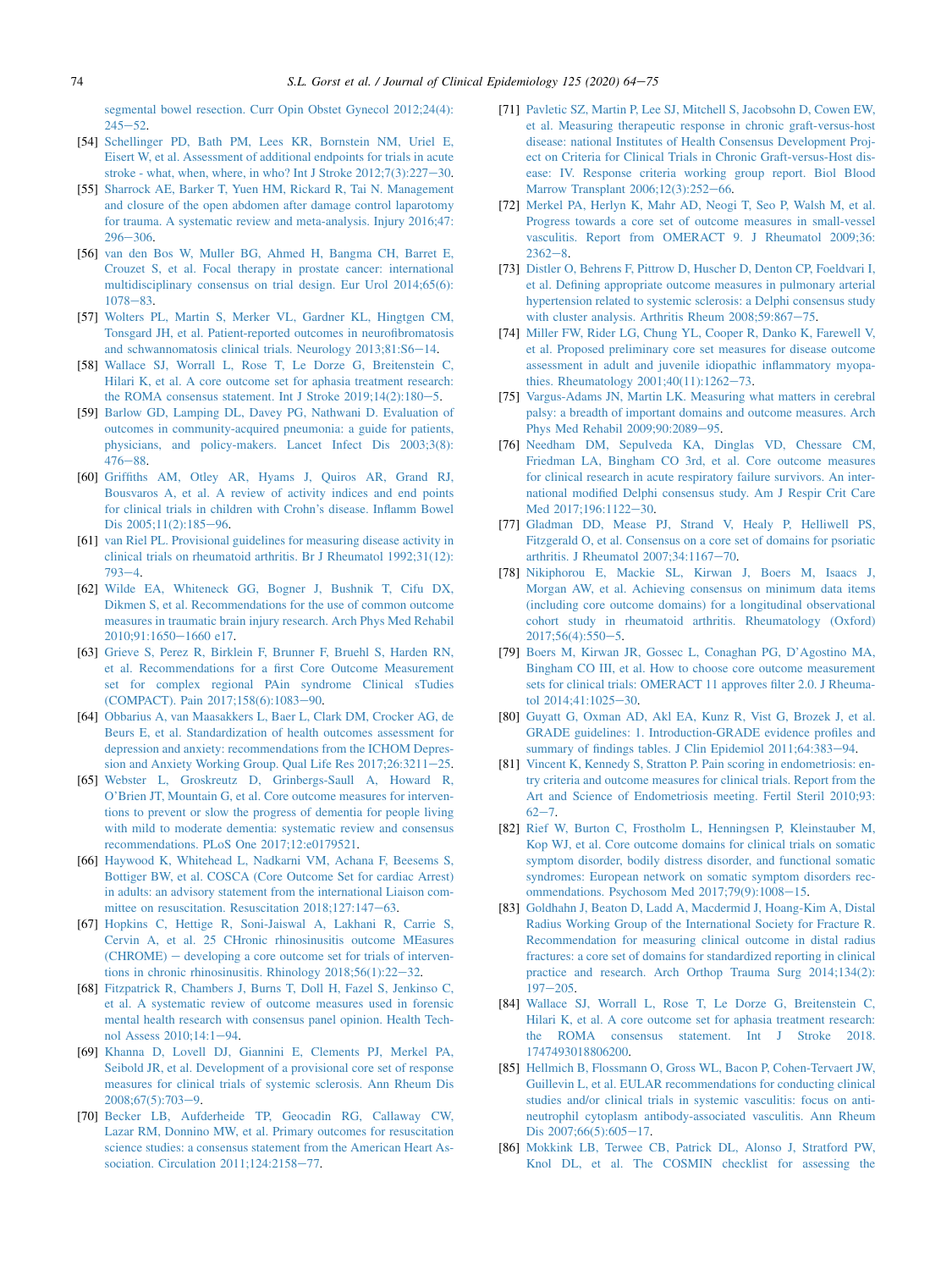segmental bowel resection. Curr Opin Obstet Gynecol 2012;24(4): 245–52.

[54] Schellinger PD, Bath PM, Lees KR, Bornstein NM, Uriel E, Eisert W, et al. Assessment of additional endpoints for trials in acute stroke - what, when, where, in who? Int J Stroke 2012;7(3):227–30.

[55] Sharrock AE, Barker T, Yuen HM, Rickard R, Tai N. Management and closure of the open abdomen after damage control laparotomy for trauma. A systematic review and meta-analysis. Injury 2016;47: 296–306.

[56] van den Bos W, Muller BG, Ahmed H, Bangma CH, Barret E, Crouzet S, et al. Focal therapy in prostate cancer: international multidisciplinary consensus on trial design. Eur Urol 2014;65(6): 1078–83.

[57] Wolters PL, Martin S, Merker VL, Gardner KL, Hingtgen CM, Tonsgard JH, et al. Patient-reported outcomes in neurofibromatosis and schwannomatosis clinical trials. Neurology 2013;81:S6–14.

[58] Wallace SJ, Worrall L, Rose T, Le Dorze G, Breitenstein C, Hilari K, et al. A core outcome set for aphasia treatment research: the ROMA consensus statement. Int J Stroke 2019;14(2):180–5.

[59] Barlow GD, Lamping DL, Davey PG, Nathwani D. Evaluation of outcomes in community-acquired pneumonia: a guide for patients, physicians, and policy-makers. Lancet Infect Dis 2003;3(8): 476–88.

[60] Griffiths AM, Otley AR, Hyams J, Quiros AR, Grand RJ, Bousvaros A, et al. A review of activity indices and end points for clinical trials in children with Crohn's disease. Inflamm Bowel Dis 2005;11(2):185–96.

[61] van Riel PL. Provisional guidelines for measuring disease activity in clinical trials on rheumatoid arthritis. Br J Rheumatol 1992;31(12): 793–4.

[62] Wilde EA, Whiteneck GG, Bogner J, Bushnik T, Cifu DX, Dikmen S, et al. Recommendations for the use of common outcome measures in traumatic brain injury research. Arch Phys Med Rehabil 2010;91:1650–1660 e17.

[63] Grieve S, Perez R, Birklein F, Brunner F, Bruehl S, Harden RN, et al. Recommendations for a first Core Outcome Measurement set for complex regional PAin syndrome Clinical sTudies (COMPACT). Pain 2017;158(6):1083–90.

[64] Obbarius A, van Maasakkers L, Baer L, Clark DM, Crocker AG, de Beurs E, et al. Standardization of health outcomes assessment for depression and anxiety: recommendations from the ICHOM Depression and Anxiety Working Group. Qual Life Res 2017;26:3211–25.

[65] Webster L, Groskreutz D, Grinbergs-Saull A, Howard R, O'Brien JT, Mountain G, et al. Core outcome measures for interventions to prevent or slow the progress of dementia for people living with mild to moderate dementia: systematic review and consensus recommendations. PLoS One 2017;12:e0179521.

[66] Haywood K, Whitehead L, Nadkarni VM, Achana F, Beesems S, Bottiger BW, et al. COSCA (Core Outcome Set for cardiac Arrest) in adults: an advisory statement from the international Liaison committee on resuscitation. Resuscitation 2018;127:147–63.

[67] Hopkins C, Hettige R, Soni-Jaiswal A, Lakhani R, Carrie S, Cervin A, et al. 25 CHronic rhinosinusitis outcome MEasures (CHROME) – developing a core outcome set for trials of interventions in chronic rhinosinusitis. Rhinology 2018;56(1):22–32.

[68] Fitzpatrick R, Chambers J, Burns T, Doll H, Fazel S, Jenkinso C, et al. A systematic review of outcome measures used in forensic mental health research with consensus panel opinion. Health Technol Assess 2010;14:1–94.

[69] Khanna D, Lovell DJ, Giannini E, Clements PJ, Merkel PA, Seibold JR, et al. Development of a provisional core set of response measures for clinical trials of systemic sclerosis. Ann Rheum Dis 2008;67(5):703–9.

[70] Becker LB, Aufderheide TP, Geocadin RG, Callaway CW, Lazar RM, Donnino MW, et al. Primary outcomes for resuscitation science studies: a consensus statement from the American Heart Association. Circulation 2011;124:2158–77.

[71] Pavletic SZ, Martin P, Lee SJ, Mitchell S, Jacobsohn D, Cowen EW, et al. Measuring therapeutic response in chronic graft-versus-host disease: national Institutes of Health Consensus Development Project on Criteria for Clinical Trials in Chronic Graft-versus-Host disease: IV. Response criteria working group report. Biol Blood Marrow Transplant 2006;12(3):252–66.

[72] Merkel PA, Herlyn K, Mahr AD, Neogi T, Seo P, Walsh M, et al. Progress towards a core set of outcome measures in small-vessel vasculitis. Report from OMERACT 9. J Rheumatol 2009;36: 2362–8.

[73] Distler O, Behrens F, Pittrow D, Huscher D, Denton CP, Foeldvari I, et al. Defining appropriate outcome measures in pulmonary arterial hypertension related to systemic sclerosis: a Delphi consensus study with cluster analysis. Arthritis Rheum 2008;59:867–75.

[74] Miller FW, Rider LG, Chung YL, Cooper R, Danko K, Farewell V, et al. Proposed preliminary core set measures for disease outcome assessment in adult and juvenile idiopathic inflammatory myopathies. Rheumatology 2001;40(11):1262–73.

[75] Vargus-Adams JN, Martin LK. Measuring what matters in cerebral palsy: a breadth of important domains and outcome measures. Arch Phys Med Rehabil 2009;90:2089–95.

[76] Needham DM, Sepulveda KA, Dinglas VD, Chessare CM, Friedman LA, Bingham CO 3rd, et al. Core outcome measures for clinical research in acute respiratory failure survivors. An international modified Delphi consensus study. Am J Respir Crit Care Med 2017;196:1122–30.

[77] Gladman DD, Mease PJ, Strand V, Healy P, Helliwell PS, Fitzgerald O, et al. Consensus on a core set of domains for psoriatic arthritis. J Rheumatol 2007;34:1167–70.

[78] Nikiphorou E, Mackie SL, Kirwan J, Boers M, Isaacs J, Morgan AW, et al. Achieving consensus on minimum data items (including core outcome domains) for a longitudinal observational cohort study in rheumatoid arthritis. Rheumatology (Oxford) 2017;56(4):550–5.

[79] Boers M, Kirwan JR, Gossec L, Conaghan PG, D'Agostino MA, Bingham CO III, et al. How to choose core outcome measurement sets for clinical trials: OMERACT 11 approves filter 2.0. J Rheumatol 2014;41:1025–30.

[80] Guyatt G, Oxman AD, Akl EA, Kunz R, Vist G, Brozek J, et al. GRADE guidelines: 1. Introduction-GRADE evidence profiles and summary of findings tables. J Clin Epidemiol 2011;64:383–94.

[81] Vincent K, Kennedy S, Stratton P. Pain scoring in endometriosis: entry criteria and outcome measures for clinical trials. Report from the Art and Science of Endometriosis meeting. Fertil Steril 2010;93: 62–7.

[82] Rief W, Burton C, Frostholm L, Henningsen P, Kleinstauber M, Kop WJ, et al. Core outcome domains for clinical trials on somatic symptom disorder, bodily distress disorder, and functional somatic syndromes: European network on somatic symptom disorders recommendations. Psychosom Med 2017;79(9):1008–15.

[83] Goldhahn J, Beaton D, Ladd A, Macdermid J, Hoang-Kim A, Distal Radius Working Group of the International Society for Fracture R. Recommendation for measuring clinical outcome in distal radius fractures: a core set of domains for standardized reporting in clinical practice and research. Arch Orthop Trauma Surg 2014;134(2): 197–205.

[84] Wallace SJ, Worrall L, Rose T, Le Dorze G, Breitenstein C, Hilari K, et al. A core outcome set for aphasia treatment research: the ROMA consensus statement. Int J Stroke 2018. 1747493018806200.

[85] Hellmich B, Flossmann O, Gross WL, Bacon P, Cohen-Tervaert JW, Guillevin L, et al. EULAR recommendations for conducting clinical studies and/or clinical trials in systemic vasculitis: focus on anti-neutrophil cytoplasm antibody-associated vasculitis. Ann Rheum Dis 2007;66(5):605–17.

[86] Mokkink LB, Terwee CB, Patrick DL, Alonso J, Stratford PW, Knol DL, et al. The COSMIN checklist for assessing the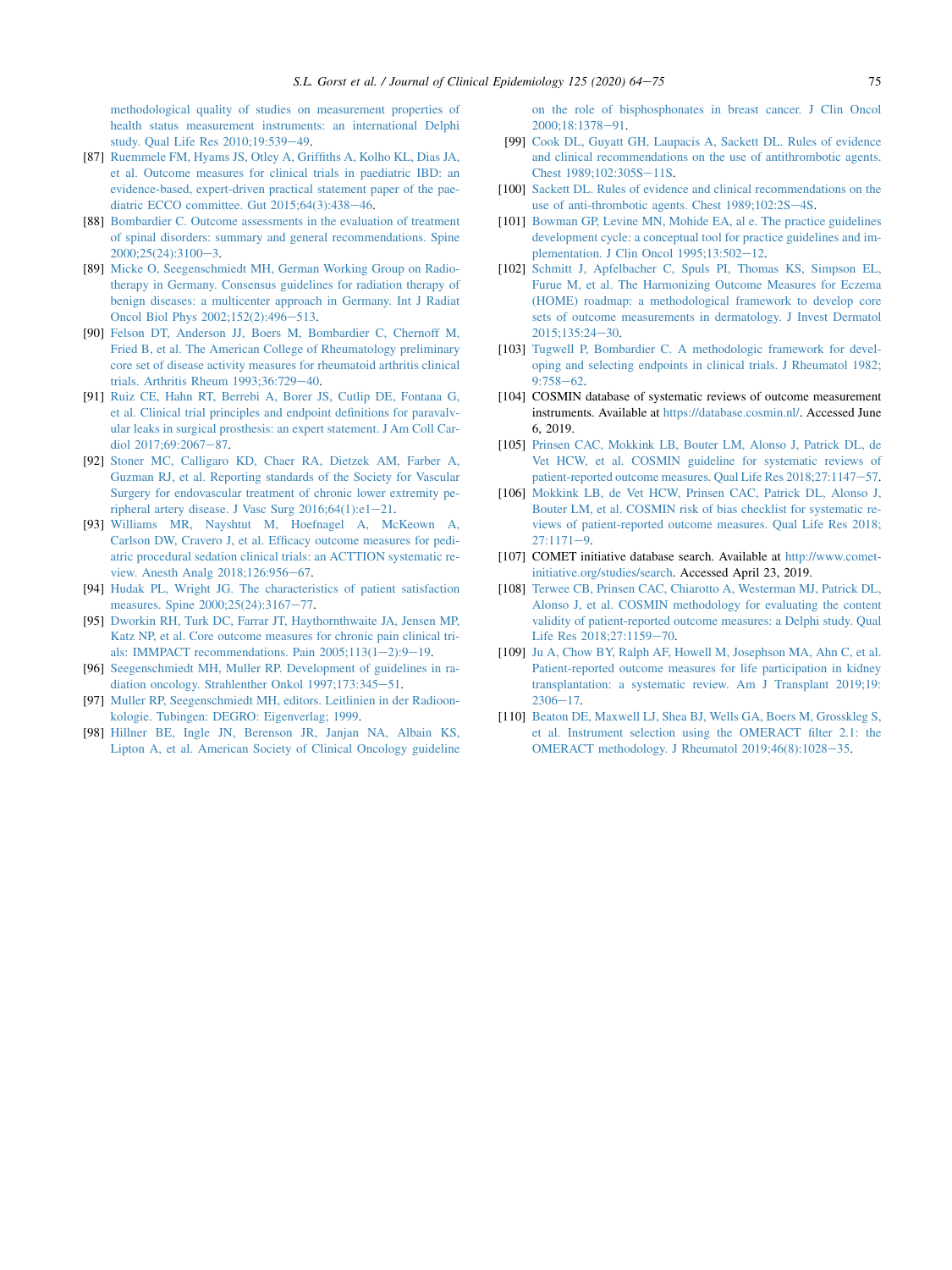methodological quality of studies on measurement properties of health status measurement instruments: an international Delphi study. Qual Life Res 2010;19:539–49.

[87] Ruemmele FM, Hyams JS, Otley A, Griffiths A, Kolho KL, Dias JA, et al. Outcome measures for clinical trials in paediatric IBD: an evidence-based, expert-driven practical statement paper of the paediatric ECCO committee. Gut 2015;64(3):438–46.

[88] Bombardier C. Outcome assessments in the evaluation of treatment of spinal disorders: summary and general recommendations. Spine 2000;25(24):3100–3.

[89] Micke O, Seegenschmiedt MH, German Working Group on Radiotherapy in Germany. Consensus guidelines for radiation therapy of benign diseases: a multicenter approach in Germany. Int J Radiat Oncol Biol Phys 2002;152(2):496–513.

[90] Felson DT, Anderson JJ, Boers M, Bombardier C, Chernoff M, Fried B, et al. The American College of Rheumatology preliminary core set of disease activity measures for rheumatoid arthritis clinical trials. Arthritis Rheum 1993;36:729–40.

[91] Ruiz CE, Hahn RT, Berrebi A, Borer JS, Cutlip DE, Fontana G, et al. Clinical trial principles and endpoint definitions for paravalvular leaks in surgical prosthesis: an expert statement. J Am Coll Cardiol 2017;69:2067–87.

[92] Stoner MC, Calligaro KD, Chaer RA, Dietzek AM, Farber A, Guzman RJ, et al. Reporting standards of the Society for Vascular Surgery for endovascular treatment of chronic lower extremity peripheral artery disease. J Vasc Surg 2016;64(1):e1–21.

[93] Williams MR, Nayshtut M, Hoefnagel A, McKeown A, Carlson DW, Cravero J, et al. Efficacy outcome measures for pediatric procedural sedation clinical trials: an ACTTION systematic review. Anesth Analg 2018;126:956–67.

[94] Hudak PL, Wright JG. The characteristics of patient satisfaction measures. Spine 2000;25(24):3167–77.

[95] Dworkin RH, Turk DC, Farrar JT, Haythornthwaite JA, Jensen MP, Katz NP, et al. Core outcome measures for chronic pain clinical trials: IMMPACT recommendations. Pain 2005;113(1–2):9–19.

[96] Seegenschmiedt MH, Muller RP. Development of guidelines in radiation oncology. Strahlenther Onkol 1997;173:345–51.

[97] Muller RP, Seegenschmiedt MH, editors. Leitlinien in der Radioonkologie. Tubingen: DEGRO: Eigenverlag; 1999.

[98] Hillner BE, Ingle JN, Berenson JR, Janjan NA, Albain KS, Lipton A, et al. American Society of Clinical Oncology guideline on the role of bisphosphonates in breast cancer. J Clin Oncol 2000;18:1378–91.

[99] Cook DL, Guyatt GH, Laupacis A, Sackett DL. Rules of evidence and clinical recommendations on the use of antithrombotic agents. Chest 1989;102:305S–11S.

[100] Sackett DL. Rules of evidence and clinical recommendations on the use of anti-thrombotic agents. Chest 1989;102:2S–4S.

[101] Bowman GP, Levine MN, Mohide EA, al e. The practice guidelines development cycle: a conceptual tool for practice guidelines and implementation. J Clin Oncol 1995;13:502–12.

[102] Schmitt J, Apfelbacher C, Spuls PI, Thomas KS, Simpson EL, Furue M, et al. The Harmonizing Outcome Measures for Eczema (HOME) roadmap: a methodological framework to develop core sets of outcome measurements in dermatology. J Invest Dermatol 2015;135:24–30.

[103] Tugwell P, Bombardier C. A methodologic framework for developing and selecting endpoints in clinical trials. J Rheumatol 1982; 9:758–62.

[104] COSMIN database of systematic reviews of outcome measurement instruments. Available at https://database.cosmin.nl/. Accessed June 6, 2019.

[105] Prinsen CAC, Mokkink LB, Bouter LM, Alonso J, Patrick DL, de Vet HCW, et al. COSMIN guideline for systematic reviews of patient-reported outcome measures. Qual Life Res 2018;27:1147–57.

[106] Mokkink LB, de Vet HCW, Prinsen CAC, Patrick DL, Alonso J, Bouter LM, et al. COSMIN risk of bias checklist for systematic reviews of patient-reported outcome measures. Qual Life Res 2018; 27:1171–9.

[107] COMET initiative database search. Available at http://www.comet-initiative.org/studies/search. Accessed April 23, 2019.

[108] Terwee CB, Prinsen CAC, Chiarotto A, Westerman MJ, Patrick DL, Alonso J, et al. COSMIN methodology for evaluating the content validity of patient-reported outcome measures: a Delphi study. Qual Life Res 2018;27:1159–70.

[109] Ju A, Chow BY, Ralph AF, Howell M, Josephson MA, Ahn C, et al. Patient-reported outcome measures for life participation in kidney transplantation: a systematic review. Am J Transplant 2019;19: 2306–17.

[110] Beaton DE, Maxwell LJ, Shea BJ, Wells GA, Boers M, Grosskleg S, et al. Instrument selection using the OMERACT filter 2.1: the OMERACT methodology. J Rheumatol 2019;46(8):1028–35.